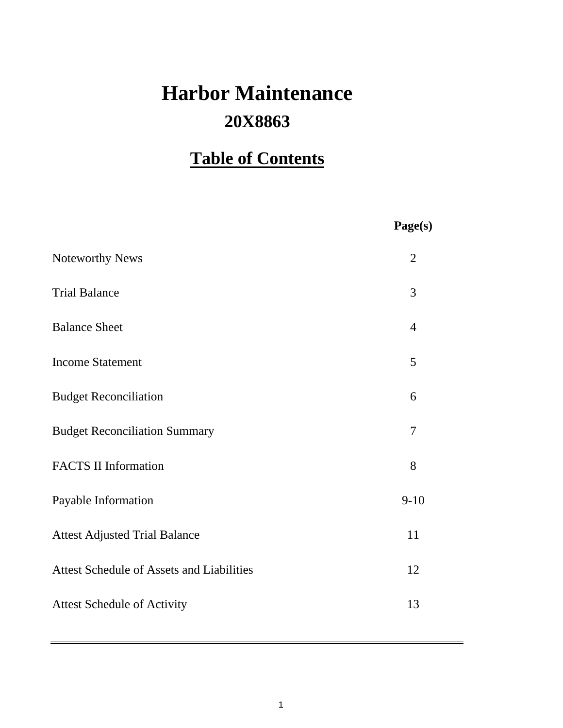# Harbor Maintenance

## 20X8863

## Table of Contents

| | Page(s) |
|---|---|
| Noteworthy News | 2 |
| Trial Balance | 3 |
| Balance Sheet | 4 |
| Income Statement | 5 |
| Budget Reconciliation | 6 |
| Budget Reconciliation Summary | 7 |
| FACTS II Information | 8 |
| Payable Information | 9-10 |
| Attest Adjusted Trial Balance | 11 |
| Attest Schedule of Assets and Liabilities | 12 |
| Attest Schedule of Activity | 13 |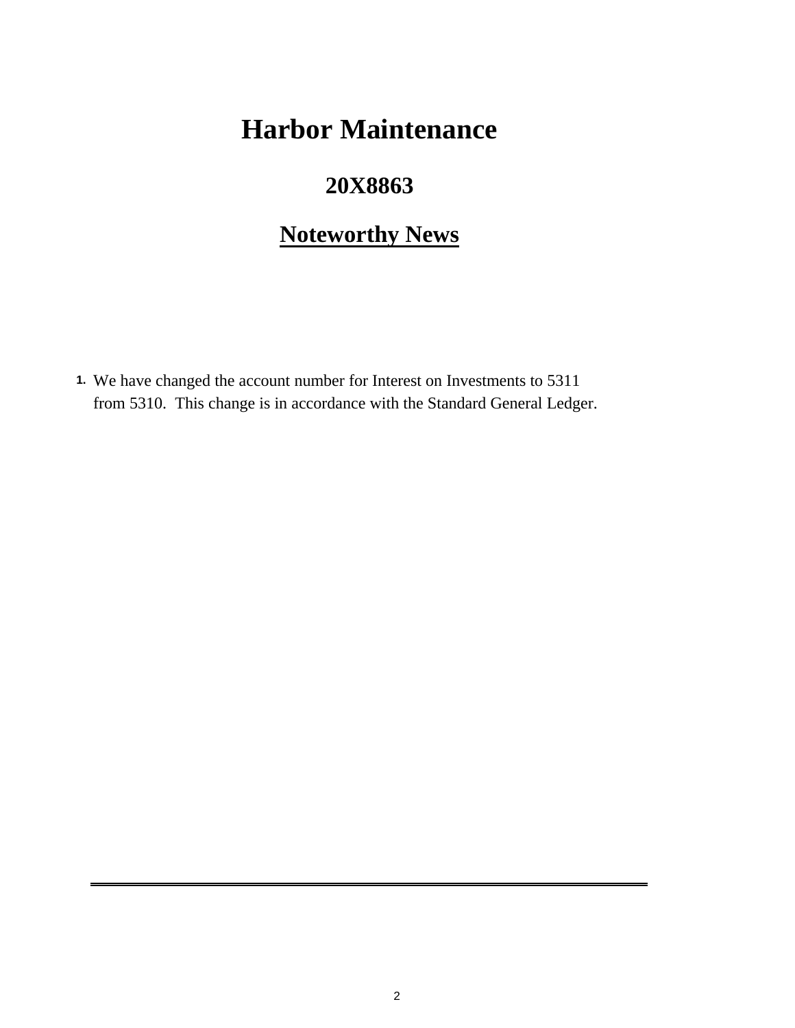# Harbor Maintenance

## 20X8863

## Noteworthy News

1. We have changed the account number for Interest on Investments to 5311 from 5310. This change is in accordance with the Standard General Ledger.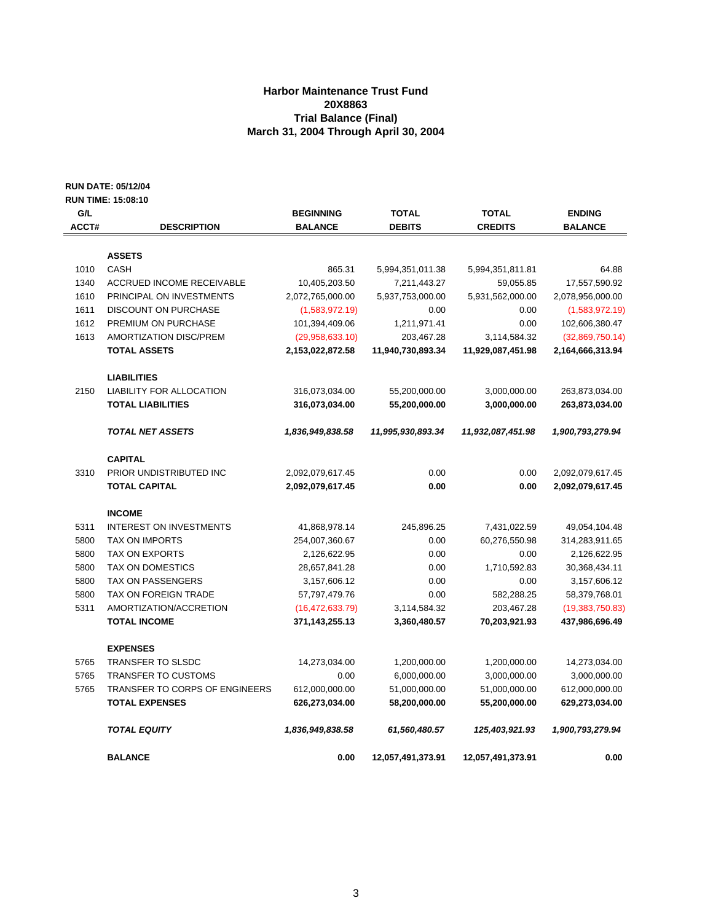## Harbor Maintenance Trust Fund
## 20X8863
## Trial Balance (Final)
## March 31, 2004 Through April 30, 2004

**RUN DATE: 05/12/04**
**RUN TIME: 15:08:10**

| G/L ACCT# | DESCRIPTION | BEGINNING BALANCE | TOTAL DEBITS | TOTAL CREDITS | ENDING BALANCE |
|---|---|---|---|---|---|
| | **ASSETS** | | | | |
| 1010 | CASH | 865.31 | 5,994,351,011.38 | 5,994,351,811.81 | 64.88 |
| 1340 | ACCRUED INCOME RECEIVABLE | 10,405,203.50 | 7,211,443.27 | 59,055.85 | 17,557,590.92 |
| 1610 | PRINCIPAL ON INVESTMENTS | 2,072,765,000.00 | 5,937,753,000.00 | 5,931,562,000.00 | 2,078,956,000.00 |
| 1611 | DISCOUNT ON PURCHASE | (1,583,972.19) | 0.00 | 0.00 | (1,583,972.19) |
| 1612 | PREMIUM ON PURCHASE | 101,394,409.06 | 1,211,971.41 | 0.00 | 102,606,380.47 |
| 1613 | AMORTIZATION DISC/PREM | (29,958,633.10) | 203,467.28 | 3,114,584.32 | (32,869,750.14) |
| | **TOTAL ASSETS** | **2,153,022,872.58** | **11,940,730,893.34** | **11,929,087,451.98** | **2,164,666,313.94** |
| | **LIABILITIES** | | | | |
| 2150 | LIABILITY FOR ALLOCATION | 316,073,034.00 | 55,200,000.00 | 3,000,000.00 | 263,873,034.00 |
| | **TOTAL LIABILITIES** | **316,073,034.00** | **55,200,000.00** | **3,000,000.00** | **263,873,034.00** |
| | ***TOTAL NET ASSETS*** | ***1,836,949,838.58*** | ***11,995,930,893.34*** | ***11,932,087,451.98*** | ***1,900,793,279.94*** |
| | **CAPITAL** | | | | |
| 3310 | PRIOR UNDISTRIBUTED INC | 2,092,079,617.45 | 0.00 | 0.00 | 2,092,079,617.45 |
| | **TOTAL CAPITAL** | **2,092,079,617.45** | **0.00** | **0.00** | **2,092,079,617.45** |
| | **INCOME** | | | | |
| 5311 | INTEREST ON INVESTMENTS | 41,868,978.14 | 245,896.25 | 7,431,022.59 | 49,054,104.48 |
| 5800 | TAX ON IMPORTS | 254,007,360.67 | 0.00 | 60,276,550.98 | 314,283,911.65 |
| 5800 | TAX ON EXPORTS | 2,126,622.95 | 0.00 | 0.00 | 2,126,622.95 |
| 5800 | TAX ON DOMESTICS | 28,657,841.28 | 0.00 | 1,710,592.83 | 30,368,434.11 |
| 5800 | TAX ON PASSENGERS | 3,157,606.12 | 0.00 | 0.00 | 3,157,606.12 |
| 5800 | TAX ON FOREIGN TRADE | 57,797,479.76 | 0.00 | 582,288.25 | 58,379,768.01 |
| 5311 | AMORTIZATION/ACCRETION | (16,472,633.79) | 3,114,584.32 | 203,467.28 | (19,383,750.83) |
| | **TOTAL INCOME** | **371,143,255.13** | **3,360,480.57** | **70,203,921.93** | **437,986,696.49** |
| | **EXPENSES** | | | | |
| 5765 | TRANSFER TO SLSDC | 14,273,034.00 | 1,200,000.00 | 1,200,000.00 | 14,273,034.00 |
| 5765 | TRANSFER TO CUSTOMS | 0.00 | 6,000,000.00 | 3,000,000.00 | 3,000,000.00 |
| 5765 | TRANSFER TO CORPS OF ENGINEERS | 612,000,000.00 | 51,000,000.00 | 51,000,000.00 | 612,000,000.00 |
| | **TOTAL EXPENSES** | **626,273,034.00** | **58,200,000.00** | **55,200,000.00** | **629,273,034.00** |
| | ***TOTAL EQUITY*** | ***1,836,949,838.58*** | ***61,560,480.57*** | ***125,403,921.93*** | ***1,900,793,279.94*** |
| | **BALANCE** | **0.00** | **12,057,491,373.91** | **12,057,491,373.91** | **0.00** |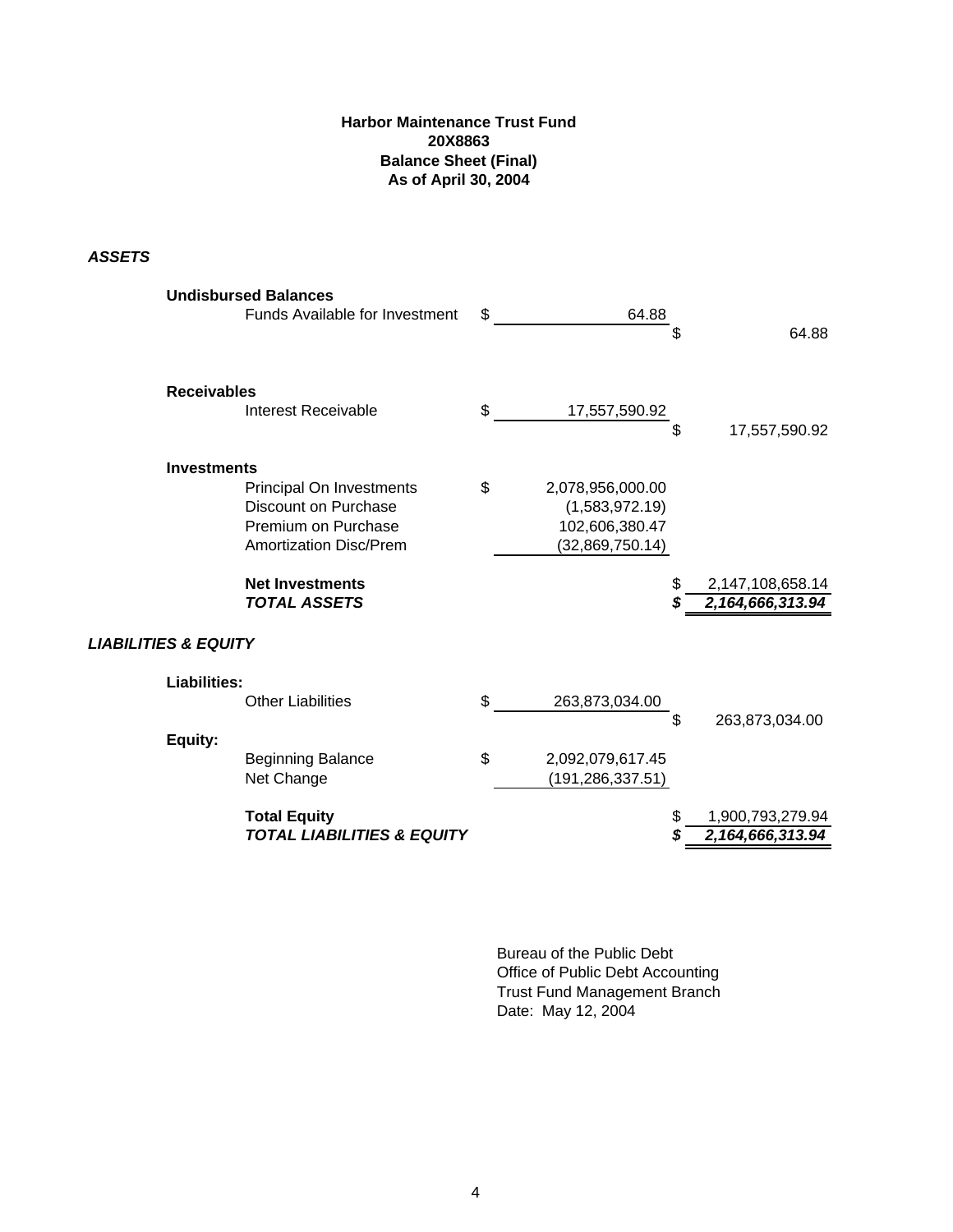**Harbor Maintenance Trust Fund**
**20X8863**
**Balance Sheet (Final)**
**As of April 30, 2004**

| | | | |
|---|---|---|---|
| ***ASSETS*** | | | |
| **Undisbursed Balances** | | | |
| | Funds Available for Investment | $ 64.88 | |
| | | | $ 64.88 |
| **Receivables** | | | |
| | Interest Receivable | $ 17,557,590.92 | |
| | | | $ 17,557,590.92 |
| **Investments** | | | |
| | Principal On Investments | $ 2,078,956,000.00 | |
| | Discount on Purchase | (1,583,972.19) | |
| | Premium on Purchase | 102,606,380.47 | |
| | Amortization Disc/Prem | (32,869,750.14) | |
| | **Net Investments** | | $ 2,147,108,658.14 |
| | ***TOTAL ASSETS*** | | ***$ 2,164,666,313.94*** |
| ***LIABILITIES & EQUITY*** | | | |
| **Liabilities:** | | | |
| | Other Liabilities | $ 263,873,034.00 | |
| | | | $ 263,873,034.00 |
| **Equity:** | | | |
| | Beginning Balance | $ 2,092,079,617.45 | |
| | Net Change | (191,286,337.51) | |
| | **Total Equity** | | $ 1,900,793,279.94 |
| | ***TOTAL LIABILITIES & EQUITY*** | | ***$ 2,164,666,313.94*** |

Bureau of the Public Debt
Office of Public Debt Accounting
Trust Fund Management Branch
Date: May 12, 2004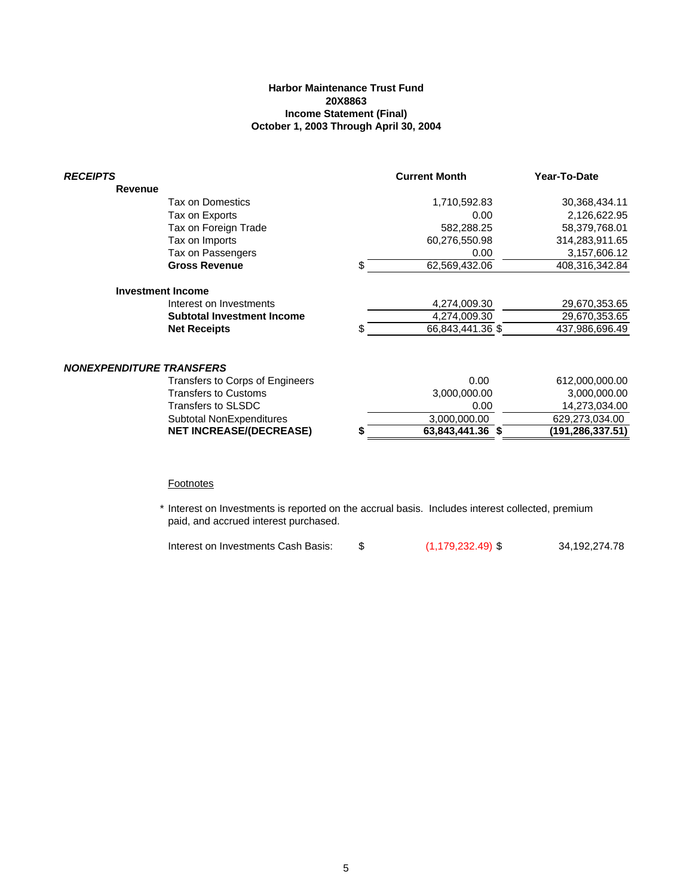**Harbor Maintenance Trust Fund**
**20X8863**
**Income Statement (Final)**
**October 1, 2003 Through April 30, 2004**

| | | Current Month | Year-To-Date |
|---|---|---|---|
| ***RECEIPTS*** | | | |
| **Revenue** | | | |
| Tax on Domestics | | 1,710,592.83 | 30,368,434.11 |
| Tax on Exports | | 0.00 | 2,126,622.95 |
| Tax on Foreign Trade | | 582,288.25 | 58,379,768.01 |
| Tax on Imports | | 60,276,550.98 | 314,283,911.65 |
| Tax on Passengers | | 0.00 | 3,157,606.12 |
| **Gross Revenue** | $ | 62,569,432.06 | 408,316,342.84 |
| **Investment Income** | | | |
| Interest on Investments | | 4,274,009.30 | 29,670,353.65 |
| **Subtotal Investment Income** | | 4,274,009.30 | 29,670,353.65 |
| **Net Receipts** | $ | 66,843,441.36 $ | 437,986,696.49 |
| ***NONEXPENDITURE TRANSFERS*** | | | |
| Transfers to Corps of Engineers | | 0.00 | 612,000,000.00 |
| Transfers to Customs | | 3,000,000.00 | 3,000,000.00 |
| Transfers to SLSDC | | 0.00 | 14,273,034.00 |
| Subtotal NonExpenditures | | 3,000,000.00 | 629,273,034.00 |
| **NET INCREASE/(DECREASE)** | **$** | **63,843,441.36 $** | **(191,286,337.51)** |

Footnotes

\* Interest on Investments is reported on the accrual basis. Includes interest collected, premium paid, and accrued interest purchased.

| Interest on Investments Cash Basis: | $ | (1,179,232.49) $ | 34,192,274.78 |
|---|---|---|---|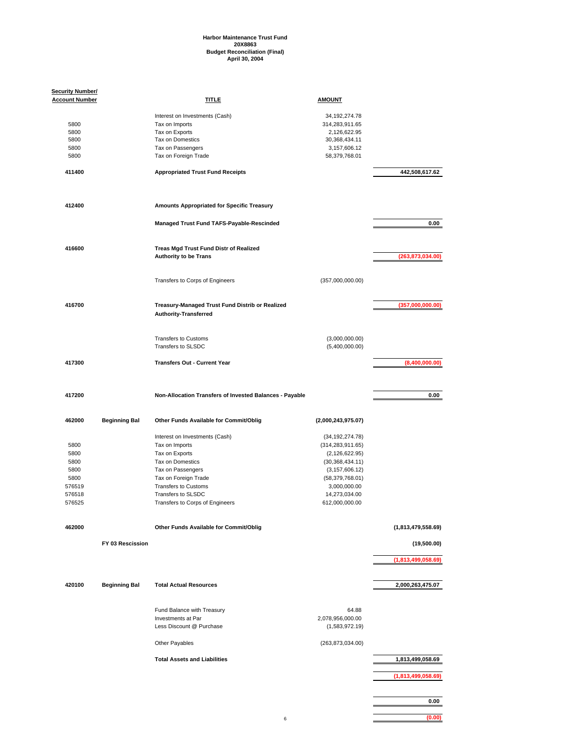**Harbor Maintenance Trust Fund**
**20X8863**
**Budget Reconciliation (Final)**
**April 30, 2004**

| Security Number/ Account Number | | TITLE | AMOUNT | |
|---|---|---|---|---|
| | | Interest on Investments (Cash) | 34,192,274.78 | |
| 5800 | | Tax on Imports | 314,283,911.65 | |
| 5800 | | Tax on Exports | 2,126,622.95 | |
| 5800 | | Tax on Domestics | 30,368,434.11 | |
| 5800 | | Tax on Passengers | 3,157,606.12 | |
| 5800 | | Tax on Foreign Trade | 58,379,768.01 | |
| **411400** | | **Appropriated Trust Fund Receipts** | | **442,508,617.62** |
| **412400** | | **Amounts Appropriated for Specific Treasury** | | |
| | | **Managed Trust Fund TAFS-Payable-Rescinded** | | **0.00** |
| **416600** | | **Treas Mgd Trust Fund Distr of Realized Authority to be Trans** | | **(263,873,034.00)** |
| | | Transfers to Corps of Engineers | (357,000,000.00) | |
| **416700** | | **Treasury-Managed Trust Fund Distrib or Realized Authority-Transferred** | | **(357,000,000.00)** |
| | | Transfers to Customs | (3,000,000.00) | |
| | | Transfers to SLSDC | (5,400,000.00) | |
| **417300** | | **Transfers Out - Current Year** | | **(8,400,000.00)** |
| **417200** | | **Non-Allocation Transfers of Invested Balances - Payable** | | **0.00** |
| **462000** | **Beginning Bal** | **Other Funds Available for Commit/Oblig** | **(2,000,243,975.07)** | |
| | | Interest on Investments (Cash) | (34,192,274.78) | |
| 5800 | | Tax on Imports | (314,283,911.65) | |
| 5800 | | Tax on Exports | (2,126,622.95) | |
| 5800 | | Tax on Domestics | (30,368,434.11) | |
| 5800 | | Tax on Passengers | (3,157,606.12) | |
| 5800 | | Tax on Foreign Trade | (58,379,768.01) | |
| 576519 | | Transfers to Customs | 3,000,000.00 | |
| 576518 | | Transfers to SLSDC | 14,273,034.00 | |
| 576525 | | Transfers to Corps of Engineers | 612,000,000.00 | |
| **462000** | | **Other Funds Available for Commit/Oblig** | | **(1,813,479,558.69)** |
| | **FY 03 Rescission** | | | **(19,500.00)** |
| | | | | **(1,813,499,058.69)** |
| **420100** | **Beginning Bal** | **Total Actual Resources** | | **2,000,263,475.07** |
| | | Fund Balance with Treasury | 64.88 | |
| | | Investments at Par | 2,078,956,000.00 | |
| | | Less Discount @ Purchase | (1,583,972.19) | |
| | | Other Payables | (263,873,034.00) | |
| | | **Total Assets and Liabilities** | | **1,813,499,058.69** |
| | | | | **(1,813,499,058.69)** |
| | | | | **0.00** |
| | | | | **(0.00)** |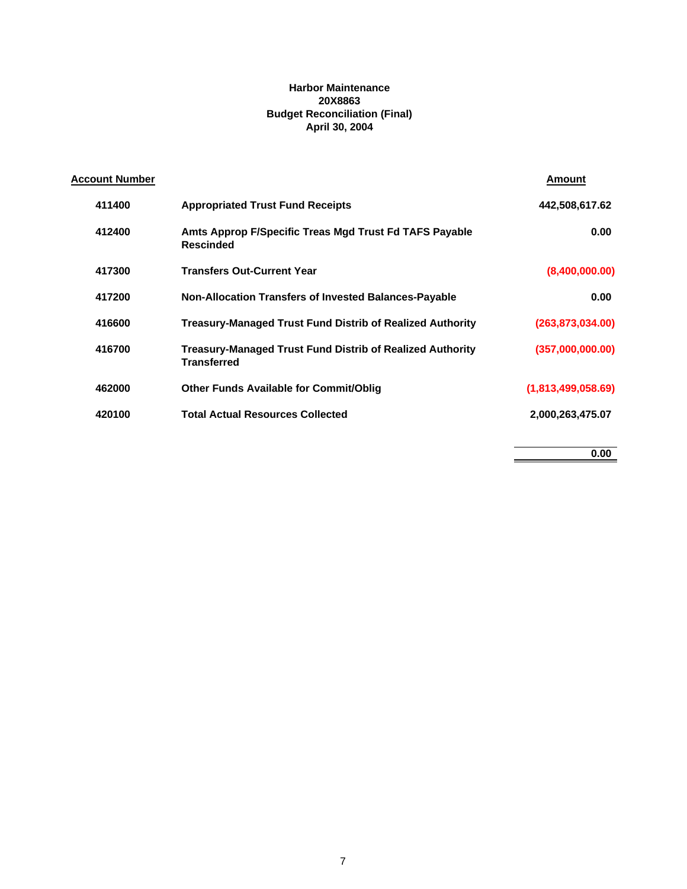**Harbor Maintenance**
**20X8863**
**Budget Reconciliation (Final)**
**April 30, 2004**

| Account Number | | Amount |
|---|---|---|
| 411400 | Appropriated Trust Fund Receipts | 442,508,617.62 |
| 412400 | Amts Approp F/Specific Treas Mgd Trust Fd TAFS Payable Rescinded | 0.00 |
| 417300 | Transfers Out-Current Year | (8,400,000.00) |
| 417200 | Non-Allocation Transfers of Invested Balances-Payable | 0.00 |
| 416600 | Treasury-Managed Trust Fund Distrib of Realized Authority | (263,873,034.00) |
| 416700 | Treasury-Managed Trust Fund Distrib of Realized Authority Transferred | (357,000,000.00) |
| 462000 | Other Funds Available for Commit/Oblig | (1,813,499,058.69) |
| 420100 | Total Actual Resources Collected | 2,000,263,475.07 |
| | | 0.00 |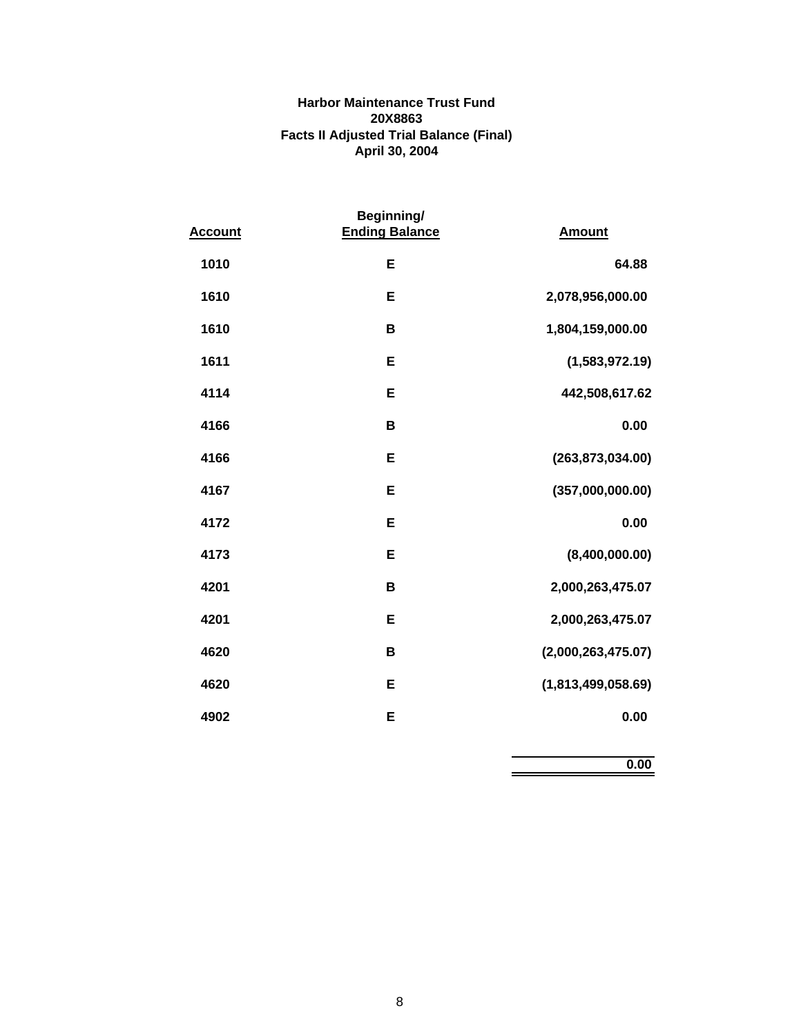**Harbor Maintenance Trust Fund**
**20X8863**
**Facts II Adjusted Trial Balance (Final)**
**April 30, 2004**

| Account | Beginning/ Ending Balance | Amount |
|---|---|---|
| 1010 | E | 64.88 |
| 1610 | E | 2,078,956,000.00 |
| 1610 | B | 1,804,159,000.00 |
| 1611 | E | (1,583,972.19) |
| 4114 | E | 442,508,617.62 |
| 4166 | B | 0.00 |
| 4166 | E | (263,873,034.00) |
| 4167 | E | (357,000,000.00) |
| 4172 | E | 0.00 |
| 4173 | E | (8,400,000.00) |
| 4201 | B | 2,000,263,475.07 |
| 4201 | E | 2,000,263,475.07 |
| 4620 | B | (2,000,263,475.07) |
| 4620 | E | (1,813,499,058.69) |
| 4902 | E | 0.00 |
| | | 0.00 |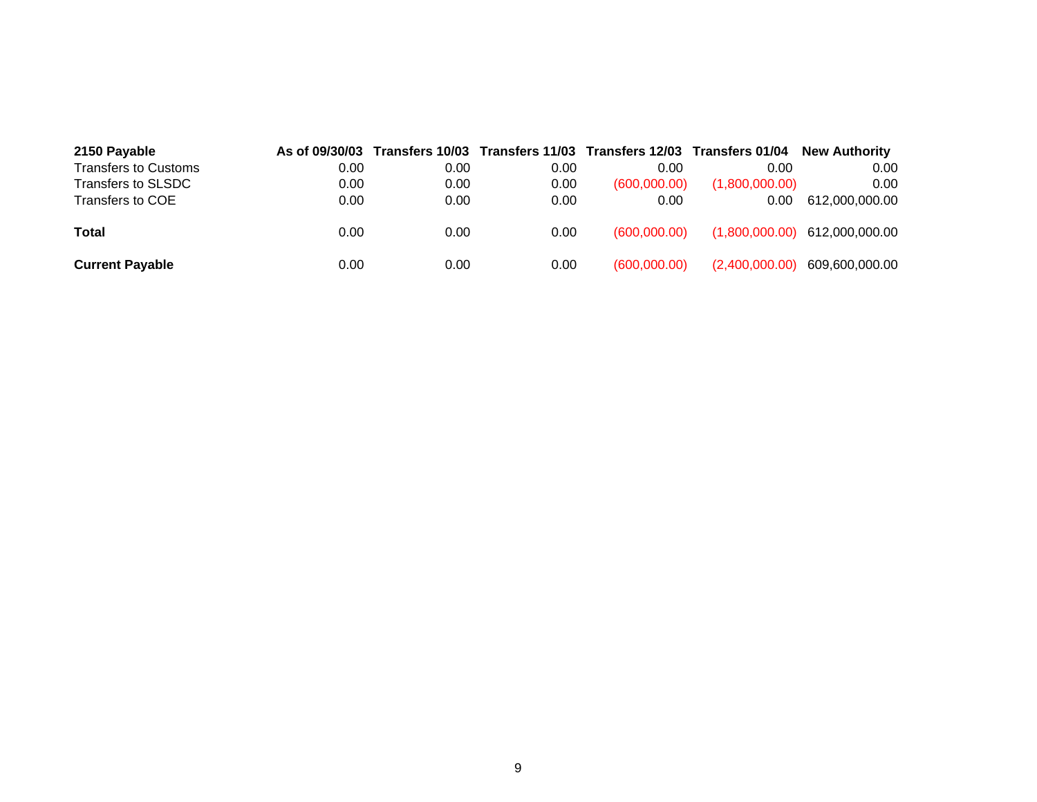| 2150 Payable | As of 09/30/03 | Transfers 10/03 | Transfers 11/03 | Transfers 12/03 | Transfers 01/04 | New Authority |
|---|---|---|---|---|---|---|
| Transfers to Customs | 0.00 | 0.00 | 0.00 | 0.00 | 0.00 | 0.00 |
| Transfers to SLSDC | 0.00 | 0.00 | 0.00 | (600,000.00) | (1,800,000.00) | 0.00 |
| Transfers to COE | 0.00 | 0.00 | 0.00 | 0.00 | 0.00 | 612,000,000.00 |
| **Total** | 0.00 | 0.00 | 0.00 | (600,000.00) | (1,800,000.00) | 612,000,000.00 |
| **Current Payable** | 0.00 | 0.00 | 0.00 | (600,000.00) | (2,400,000.00) | 609,600,000.00 |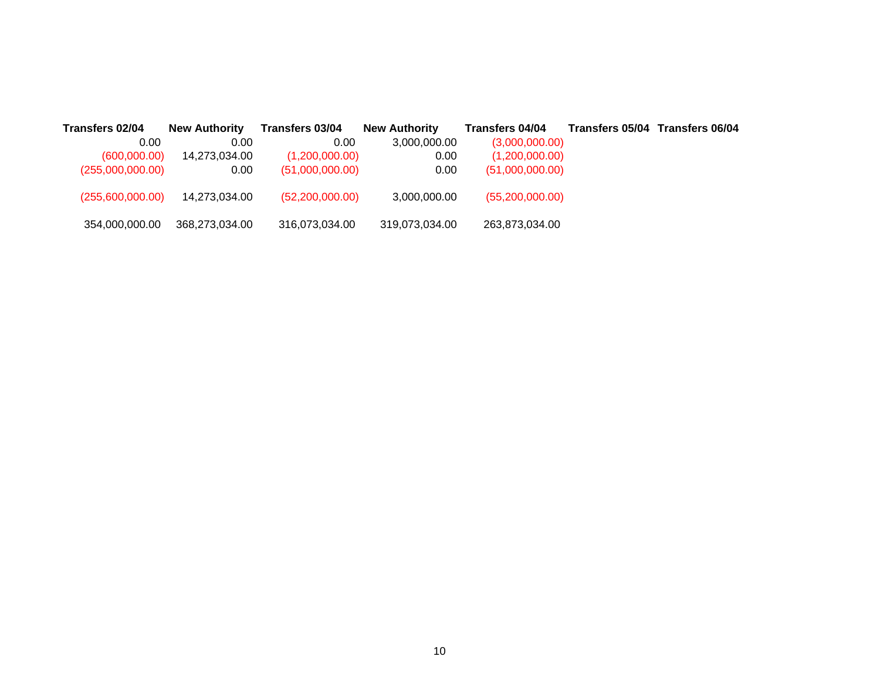| Transfers 02/04 | New Authority | Transfers 03/04 | New Authority | Transfers 04/04 | Transfers 05/04 | Transfers 06/04 |
|---|---|---|---|---|---|---|
| 0.00 | 0.00 | 0.00 | 3,000,000.00 | (3,000,000.00) | | |
| (600,000.00) | 14,273,034.00 | (1,200,000.00) | 0.00 | (1,200,000.00) | | |
| (255,000,000.00) | 0.00 | (51,000,000.00) | 0.00 | (51,000,000.00) | | |
| | | | | | | |
| (255,600,000.00) | 14,273,034.00 | (52,200,000.00) | 3,000,000.00 | (55,200,000.00) | | |
| | | | | | | |
| 354,000,000.00 | 368,273,034.00 | 316,073,034.00 | 319,073,034.00 | 263,873,034.00 | | |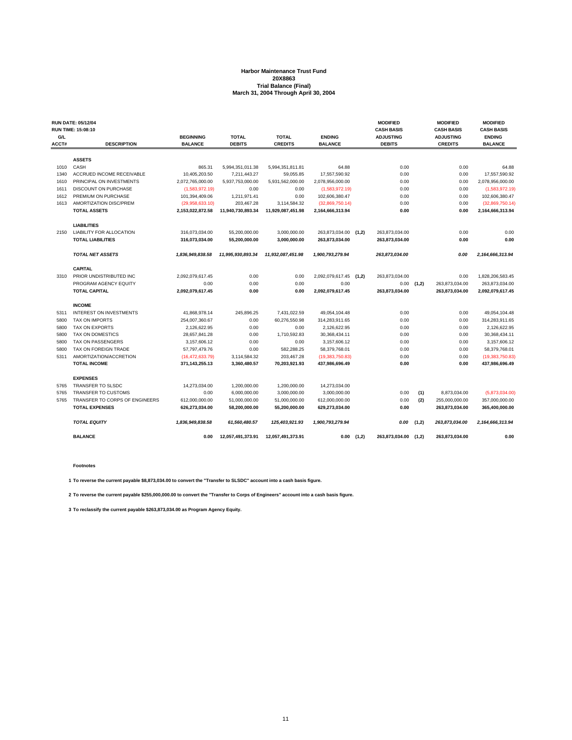**Harbor Maintenance Trust Fund**
**20X8863**
**Trial Balance (Final)**
**March 31, 2004 Through April 30, 2004**

RUN DATE: 05/12/04
RUN TIME: 15:08:10

| G/L ACCT# | DESCRIPTION | BEGINNING BALANCE | TOTAL DEBITS | TOTAL CREDITS | ENDING BALANCE | | MODIFIED CASH BASIS ADJUSTING DEBITS | | MODIFIED CASH BASIS ADJUSTING CREDITS | MODIFIED CASH BASIS ENDING BALANCE |
|---|---|---|---|---|---|---|---|---|---|---|
| | **ASSETS** | | | | | | | | | |
| 1010 | CASH | 865.31 | 5,994,351,011.38 | 5,994,351,811.81 | 64.88 | | 0.00 | | 0.00 | 64.88 |
| 1340 | ACCRUED INCOME RECEIVABLE | 10,405,203.50 | 7,211,443.27 | 59,055.85 | 17,557,590.92 | | 0.00 | | 0.00 | 17,557,590.92 |
| 1610 | PRINCIPAL ON INVESTMENTS | 2,072,765,000.00 | 5,937,753,000.00 | 5,931,562,000.00 | 2,078,956,000.00 | | 0.00 | | 0.00 | 2,078,956,000.00 |
| 1611 | DISCOUNT ON PURCHASE | (1,583,972.19) | 0.00 | 0.00 | (1,583,972.19) | | 0.00 | | 0.00 | (1,583,972.19) |
| 1612 | PREMIUM ON PURCHASE | 101,394,409.06 | 1,211,971.41 | 0.00 | 102,606,380.47 | | 0.00 | | 0.00 | 102,606,380.47 |
| 1613 | AMORTIZATION DISC/PREM | (29,958,633.10) | 203,467.28 | 3,114,584.32 | (32,869,750.14) | | 0.00 | | 0.00 | (32,869,750.14) |
| | **TOTAL ASSETS** | **2,153,022,872.58** | **11,940,730,893.34** | **11,929,087,451.98** | **2,164,666,313.94** | | **0.00** | | **0.00** | **2,164,666,313.94** |
| | **LIABILITIES** | | | | | | | | | |
| 2150 | LIABILITY FOR ALLOCATION | 316,073,034.00 | 55,200,000.00 | 3,000,000.00 | 263,873,034.00 | **(1,2)** | 263,873,034.00 | | 0.00 | 0.00 |
| | **TOTAL LIABILITIES** | **316,073,034.00** | **55,200,000.00** | **3,000,000.00** | **263,873,034.00** | | **263,873,034.00** | | **0.00** | **0.00** |
| | ***TOTAL NET ASSETS*** | ***1,836,949,838.58*** | ***11,995,930,893.34*** | ***11,932,087,451.98*** | ***1,900,793,279.94*** | | ***263,873,034.00*** | | ***0.00*** | ***2,164,666,313.94*** |
| | **CAPITAL** | | | | | | | | | |
| 3310 | PRIOR UNDISTRIBUTED INC | 2,092,079,617.45 | 0.00 | 0.00 | 2,092,079,617.45 | **(1,2)** | 263,873,034.00 | | 0.00 | 1,828,206,583.45 |
| | PROGRAM AGENCY EQUITY | 0.00 | 0.00 | 0.00 | 0.00 | | 0.00 | **(1,2)** | 263,873,034.00 | 263,873,034.00 |
| | **TOTAL CAPITAL** | **2,092,079,617.45** | **0.00** | **0.00** | **2,092,079,617.45** | | **263,873,034.00** | | **263,873,034.00** | **2,092,079,617.45** |
| | **INCOME** | | | | | | | | | |
| 5311 | INTEREST ON INVESTMENTS | 41,868,978.14 | 245,896.25 | 7,431,022.59 | 49,054,104.48 | | 0.00 | | 0.00 | 49,054,104.48 |
| 5800 | TAX ON IMPORTS | 254,007,360.67 | 0.00 | 60,276,550.98 | 314,283,911.65 | | 0.00 | | 0.00 | 314,283,911.65 |
| 5800 | TAX ON EXPORTS | 2,126,622.95 | 0.00 | 0.00 | 2,126,622.95 | | 0.00 | | 0.00 | 2,126,622.95 |
| 5800 | TAX ON DOMESTICS | 28,657,841.28 | 0.00 | 1,710,592.83 | 30,368,434.11 | | 0.00 | | 0.00 | 30,368,434.11 |
| 5800 | TAX ON PASSENGERS | 3,157,606.12 | 0.00 | 0.00 | 3,157,606.12 | | 0.00 | | 0.00 | 3,157,606.12 |
| 5800 | TAX ON FOREIGN TRADE | 57,797,479.76 | 0.00 | 582,288.25 | 58,379,768.01 | | 0.00 | | 0.00 | 58,379,768.01 |
| 5311 | AMORTIZATION/ACCRETION | (16,472,633.79) | 3,114,584.32 | 203,467.28 | (19,383,750.83) | | 0.00 | | 0.00 | (19,383,750.83) |
| | **TOTAL INCOME** | **371,143,255.13** | **3,360,480.57** | **70,203,921.93** | **437,986,696.49** | | **0.00** | | **0.00** | **437,986,696.49** |
| | **EXPENSES** | | | | | | | | | |
| 5765 | TRANSFER TO SLSDC | 14,273,034.00 | 1,200,000.00 | 1,200,000.00 | 14,273,034.00 | | | | | |
| 5765 | TRANSFER TO CUSTOMS | 0.00 | 6,000,000.00 | 3,000,000.00 | 3,000,000.00 | | 0.00 | **(1)** | 8,873,034.00 | (5,873,034.00) |
| 5765 | TRANSFER TO CORPS OF ENGINEERS | 612,000,000.00 | 51,000,000.00 | 51,000,000.00 | 612,000,000.00 | | 0.00 | **(2)** | 255,000,000.00 | 357,000,000.00 |
| | **TOTAL EXPENSES** | **626,273,034.00** | **58,200,000.00** | **55,200,000.00** | **629,273,034.00** | | **0.00** | | **263,873,034.00** | **365,400,000.00** |
| | ***TOTAL EQUITY*** | ***1,836,949,838.58*** | ***61,560,480.57*** | ***125,403,921.93*** | ***1,900,793,279.94*** | | ***0.00*** | **(1,2)** | ***263,873,034.00*** | ***2,164,666,313.94*** |
| | **BALANCE** | **0.00** | **12,057,491,373.91** | **12,057,491,373.91** | **0.00** | **(1,2)** | **263,873,034.00** | **(1,2)** | **263,873,034.00** | **0.00** |

**Footnotes**

**1 To reverse the current payable $8,873,034.00 to convert the "Transfer to SLSDC" account into a cash basis figure.**

**2 To reverse the current payable $255,000,000.00 to convert the "Transfer to Corps of Engineers" account into a cash basis figure.**

**3 To reclassify the current payable $263,873,034.00 as Program Agency Equity.**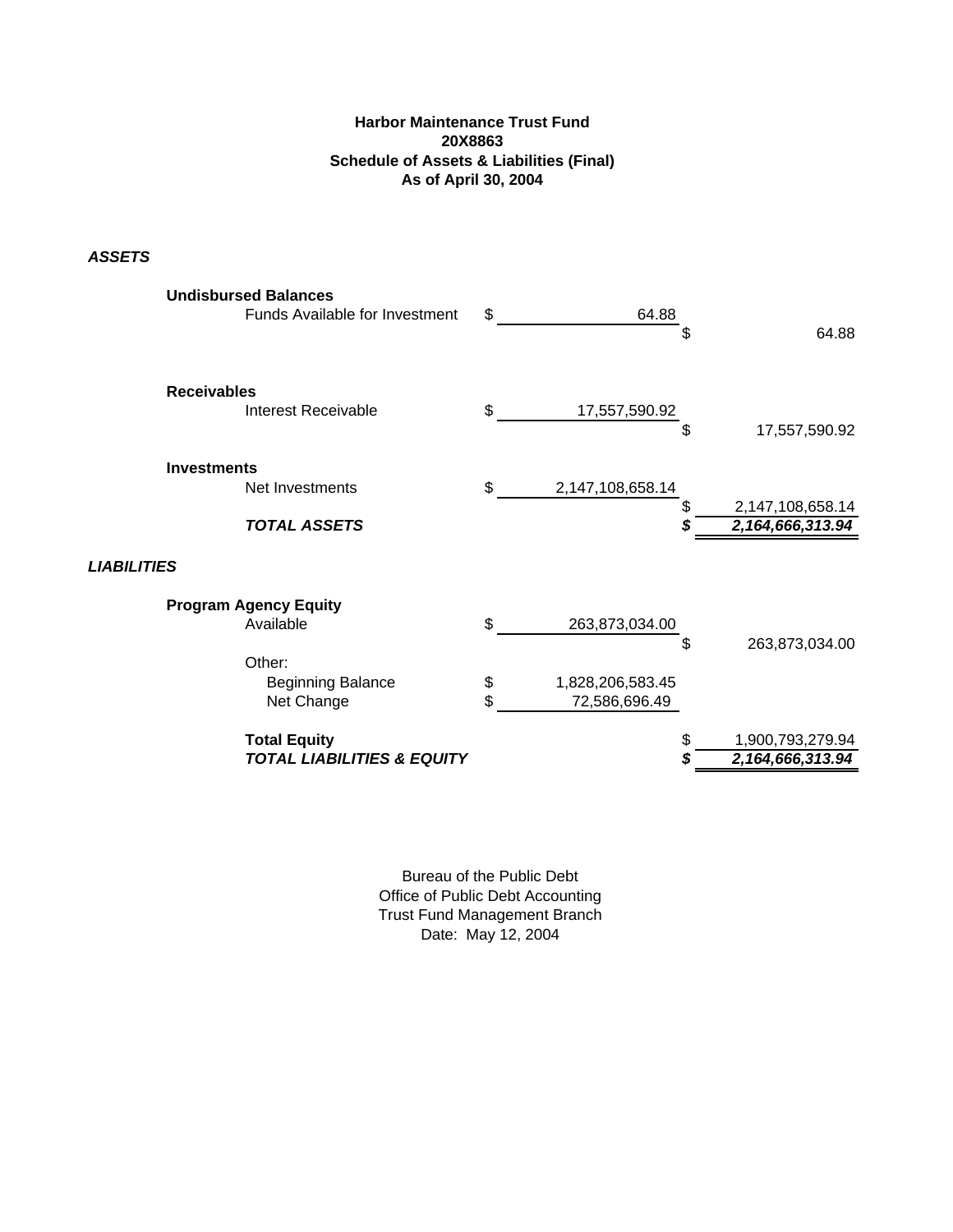**Harbor Maintenance Trust Fund**
**20X8863**
**Schedule of Assets & Liabilities (Final)**
**As of April 30, 2004**

***ASSETS***

| | | | |
|---|---|---|---|
| **Undisbursed Balances** | | | |
| | Funds Available for Investment | $ 64.88 | $ 64.88 |
| **Receivables** | | | |
| | Interest Receivable | $ 17,557,590.92 | $ 17,557,590.92 |
| **Investments** | | | |
| | Net Investments | $ 2,147,108,658.14 | $ 2,147,108,658.14 |
| | ***TOTAL ASSETS*** | | ***$ 2,164,666,313.94*** |

***LIABILITIES***

| | | | |
|---|---|---|---|
| **Program Agency Equity** | | | |
| | Available | $ 263,873,034.00 | $ 263,873,034.00 |
| | Other: | | |
| | Beginning Balance | $ 1,828,206,583.45 | |
| | Net Change | $ 72,586,696.49 | |
| | **Total Equity** | | $ 1,900,793,279.94 |
| | ***TOTAL LIABILITIES & EQUITY*** | | ***$ 2,164,666,313.94*** |

Bureau of the Public Debt
Office of Public Debt Accounting
Trust Fund Management Branch
Date: May 12, 2004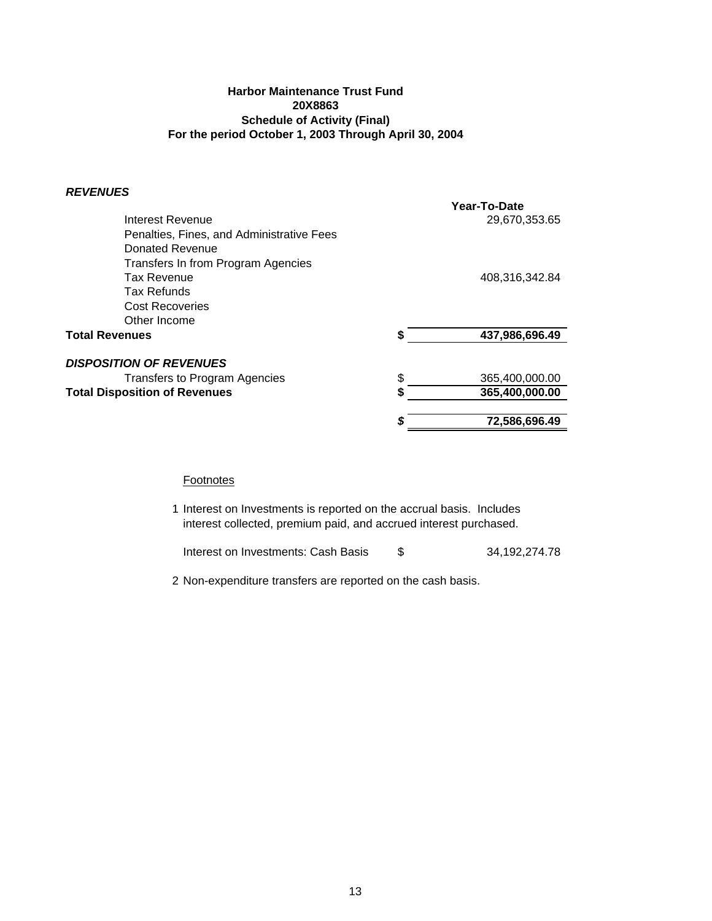**Harbor Maintenance Trust Fund**
**20X8863**
**Schedule of Activity (Final)**
**For the period October 1, 2003 Through April 30, 2004**

***REVENUES***

| | | Year-To-Date |
|---|---|---|
| Interest Revenue | | 29,670,353.65 |
| Penalties, Fines, and Administrative Fees | | |
| Donated Revenue | | |
| Transfers In from Program Agencies | | |
| Tax Revenue | | 408,316,342.84 |
| Tax Refunds | | |
| Cost Recoveries | | |
| Other Income | | |
| **Total Revenues** | **$** | **437,986,696.49** |
| ***DISPOSITION OF REVENUES*** | | |
| Transfers to Program Agencies | $ | 365,400,000.00 |
| **Total Disposition of Revenues** | **$** | **365,400,000.00** |
| | ***$*** | **72,586,696.49** |

Footnotes

1 Interest on Investments is reported on the accrual basis. Includes interest collected, premium paid, and accrued interest purchased.

| | | |
|---|---|---|
| Interest on Investments: Cash Basis | $ | 34,192,274.78 |

2 Non-expenditure transfers are reported on the cash basis.